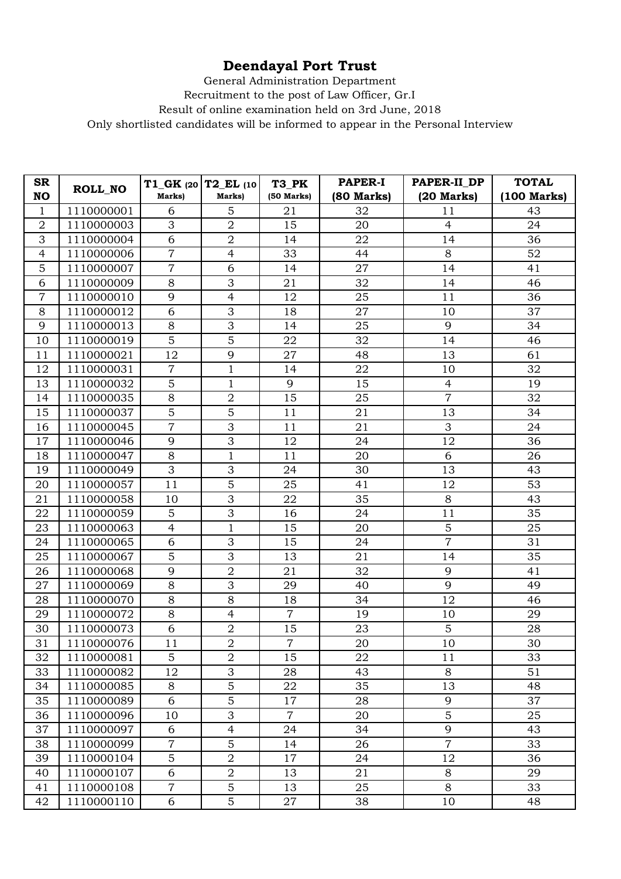# Deendayal Port Trust

General Administration Department

Recruitment to the post of Law Officer, Gr.I

Result of online examination held on 3rd June, 2018

Only shortlisted candidates will be informed to appear in the Personal Interview

| SR NO | ROLL_NO | T1_GK (20 Marks) | T2_EL (10 Marks) | T3_PK (50 Marks) | PAPER-I (80 Marks) | PAPER-II_DP (20 Marks) | TOTAL (100 Marks) |
|---|---|---|---|---|---|---|---|
| 1 | 1110000001 | 6 | 5 | 21 | 32 | 11 | 43 |
| 2 | 1110000003 | 3 | 2 | 15 | 20 | 4 | 24 |
| 3 | 1110000004 | 6 | 2 | 14 | 22 | 14 | 36 |
| 4 | 1110000006 | 7 | 4 | 33 | 44 | 8 | 52 |
| 5 | 1110000007 | 7 | 6 | 14 | 27 | 14 | 41 |
| 6 | 1110000009 | 8 | 3 | 21 | 32 | 14 | 46 |
| 7 | 1110000010 | 9 | 4 | 12 | 25 | 11 | 36 |
| 8 | 1110000012 | 6 | 3 | 18 | 27 | 10 | 37 |
| 9 | 1110000013 | 8 | 3 | 14 | 25 | 9 | 34 |
| 10 | 1110000019 | 5 | 5 | 22 | 32 | 14 | 46 |
| 11 | 1110000021 | 12 | 9 | 27 | 48 | 13 | 61 |
| 12 | 1110000031 | 7 | 1 | 14 | 22 | 10 | 32 |
| 13 | 1110000032 | 5 | 1 | 9 | 15 | 4 | 19 |
| 14 | 1110000035 | 8 | 2 | 15 | 25 | 7 | 32 |
| 15 | 1110000037 | 5 | 5 | 11 | 21 | 13 | 34 |
| 16 | 1110000045 | 7 | 3 | 11 | 21 | 3 | 24 |
| 17 | 1110000046 | 9 | 3 | 12 | 24 | 12 | 36 |
| 18 | 1110000047 | 8 | 1 | 11 | 20 | 6 | 26 |
| 19 | 1110000049 | 3 | 3 | 24 | 30 | 13 | 43 |
| 20 | 1110000057 | 11 | 5 | 25 | 41 | 12 | 53 |
| 21 | 1110000058 | 10 | 3 | 22 | 35 | 8 | 43 |
| 22 | 1110000059 | 5 | 3 | 16 | 24 | 11 | 35 |
| 23 | 1110000063 | 4 | 1 | 15 | 20 | 5 | 25 |
| 24 | 1110000065 | 6 | 3 | 15 | 24 | 7 | 31 |
| 25 | 1110000067 | 5 | 3 | 13 | 21 | 14 | 35 |
| 26 | 1110000068 | 9 | 2 | 21 | 32 | 9 | 41 |
| 27 | 1110000069 | 8 | 3 | 29 | 40 | 9 | 49 |
| 28 | 1110000070 | 8 | 8 | 18 | 34 | 12 | 46 |
| 29 | 1110000072 | 8 | 4 | 7 | 19 | 10 | 29 |
| 30 | 1110000073 | 6 | 2 | 15 | 23 | 5 | 28 |
| 31 | 1110000076 | 11 | 2 | 7 | 20 | 10 | 30 |
| 32 | 1110000081 | 5 | 2 | 15 | 22 | 11 | 33 |
| 33 | 1110000082 | 12 | 3 | 28 | 43 | 8 | 51 |
| 34 | 1110000085 | 8 | 5 | 22 | 35 | 13 | 48 |
| 35 | 1110000089 | 6 | 5 | 17 | 28 | 9 | 37 |
| 36 | 1110000096 | 10 | 3 | 7 | 20 | 5 | 25 |
| 37 | 1110000097 | 6 | 4 | 24 | 34 | 9 | 43 |
| 38 | 1110000099 | 7 | 5 | 14 | 26 | 7 | 33 |
| 39 | 1110000104 | 5 | 2 | 17 | 24 | 12 | 36 |
| 40 | 1110000107 | 6 | 2 | 13 | 21 | 8 | 29 |
| 41 | 1110000108 | 7 | 5 | 13 | 25 | 8 | 33 |
| 42 | 1110000110 | 6 | 5 | 27 | 38 | 10 | 48 |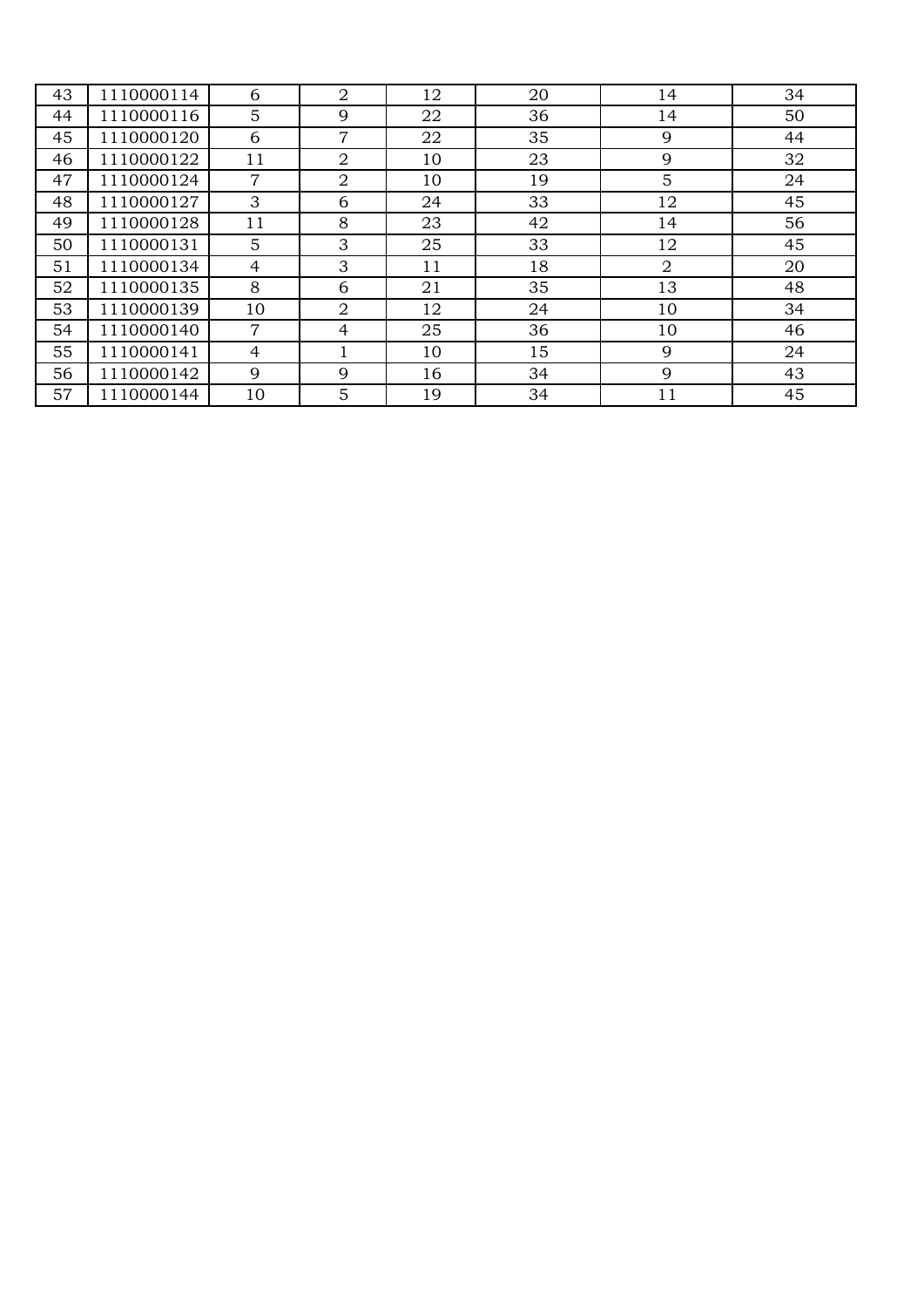| | | | | | | | |
|---|---|---|---|---|---|---|---|
| 43 | 1110000114 | 6 | 2 | 12 | 20 | 14 | 34 |
| 44 | 1110000116 | 5 | 9 | 22 | 36 | 14 | 50 |
| 45 | 1110000120 | 6 | 7 | 22 | 35 | 9 | 44 |
| 46 | 1110000122 | 11 | 2 | 10 | 23 | 9 | 32 |
| 47 | 1110000124 | 7 | 2 | 10 | 19 | 5 | 24 |
| 48 | 1110000127 | 3 | 6 | 24 | 33 | 12 | 45 |
| 49 | 1110000128 | 11 | 8 | 23 | 42 | 14 | 56 |
| 50 | 1110000131 | 5 | 3 | 25 | 33 | 12 | 45 |
| 51 | 1110000134 | 4 | 3 | 11 | 18 | 2 | 20 |
| 52 | 1110000135 | 8 | 6 | 21 | 35 | 13 | 48 |
| 53 | 1110000139 | 10 | 2 | 12 | 24 | 10 | 34 |
| 54 | 1110000140 | 7 | 4 | 25 | 36 | 10 | 46 |
| 55 | 1110000141 | 4 | 1 | 10 | 15 | 9 | 24 |
| 56 | 1110000142 | 9 | 9 | 16 | 34 | 9 | 43 |
| 57 | 1110000144 | 10 | 5 | 19 | 34 | 11 | 45 |